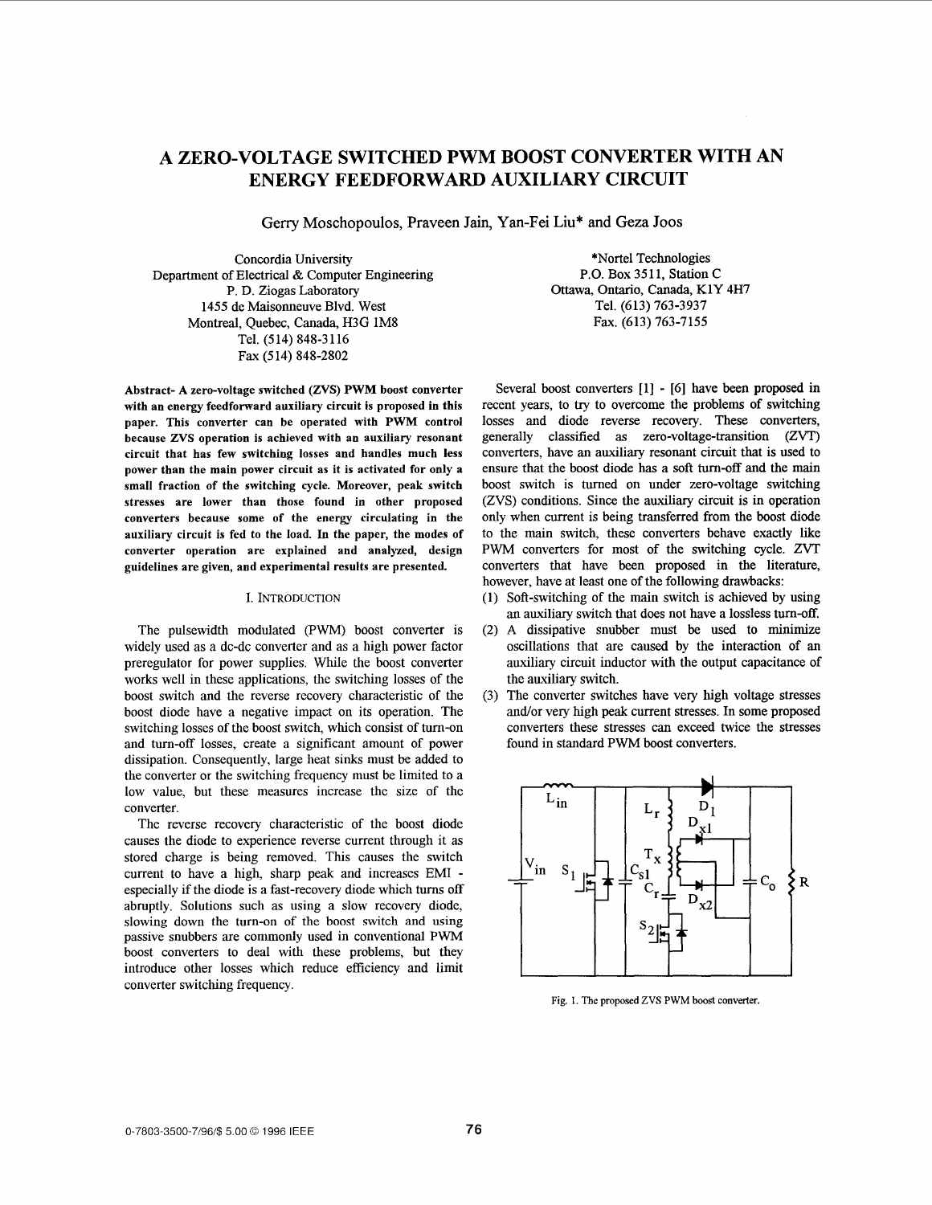# A ZERO-VOLTAGE SWITCHED PWM BOOST CONVERTER WITH AN ENERGY FEEDFORWARD AUXILIARY CIRCUIT

Gerry Moschopoulos, Praveen Jain, Yan-Fei Liu* and Geza Joos

Concordia University
Department of Electrical & Computer Engineering
P. D. Ziogas Laboratory
1455 de Maisonneuve Blvd. West
Montreal, Quebec, Canada, H3G 1M8
Tel. (514) 848-3116
Fax (514) 848-2802

*Nortel Technologies
P.O. Box 3511, Station C
Ottawa, Ontario, Canada, K1Y 4H7
Tel. (613) 763-3937
Fax. (613) 763-7155

**Abstract- A zero-voltage switched (ZVS) PWM boost converter with an energy feedforward auxiliary circuit is proposed in this paper. This converter can be operated with PWM control because ZVS operation is achieved with an auxiliary resonant circuit that has few switching losses and handles much less power than the main power circuit as it is activated for only a small fraction of the switching cycle. Moreover, peak switch stresses are lower than those found in other proposed converters because some of the energy circulating in the auxiliary circuit is fed to the load. In the paper, the modes of converter operation are explained and analyzed, design guidelines are given, and experimental results are presented.**

## I. INTRODUCTION

The pulsewidth modulated (PWM) boost converter is widely used as a dc-dc converter and as a high power factor preregulator for power supplies. While the boost converter works well in these applications, the switching losses of the boost switch and the reverse recovery characteristic of the boost diode have a negative impact on its operation. The switching losses of the boost switch, which consist of turn-on and turn-off losses, create a significant amount of power dissipation. Consequently, large heat sinks must be added to the converter or the switching frequency must be limited to a low value, but these measures increase the size of the converter.

The reverse recovery characteristic of the boost diode causes the diode to experience reverse current through it as stored charge is being removed. This causes the switch current to have a high, sharp peak and increases EMI - especially if the diode is a fast-recovery diode which turns off abruptly. Solutions such as using a slow recovery diode, slowing down the turn-on of the boost switch and using passive snubbers are commonly used in conventional PWM boost converters to deal with these problems, but they introduce other losses which reduce efficiency and limit converter switching frequency.

Several boost converters [1] - [6] have been proposed in recent years, to try to overcome the problems of switching losses and diode reverse recovery. These converters, generally classified as zero-voltage-transition (ZVT) converters, have an auxiliary resonant circuit that is used to ensure that the boost diode has a soft turn-off and the main boost switch is turned on under zero-voltage switching (ZVS) conditions. Since the auxiliary circuit is in operation only when current is being transferred from the boost diode to the main switch, these converters behave exactly like PWM converters for most of the switching cycle. ZVT converters that have been proposed in the literature, however, have at least one of the following drawbacks:

(1) Soft-switching of the main switch is achieved by using an auxiliary switch that does not have a lossless turn-off.
(2) A dissipative snubber must be used to minimize oscillations that are caused by the interaction of an auxiliary circuit inductor with the output capacitance of the auxiliary switch.
(3) The converter switches have very high voltage stresses and/or very high peak current stresses. In some proposed converters these stresses can exceed twice the stresses found in standard PWM boost converters.

$L_{in}$
$L_r$
$D_1$
$D_{x1}$
$T_x$
$V_{in}$
$S_1$
$C_{s1}$
$C_r$
$C_o$
R
$D_{x2}$
$S_2$

Fig. 1. The proposed ZVS PWM boost converter.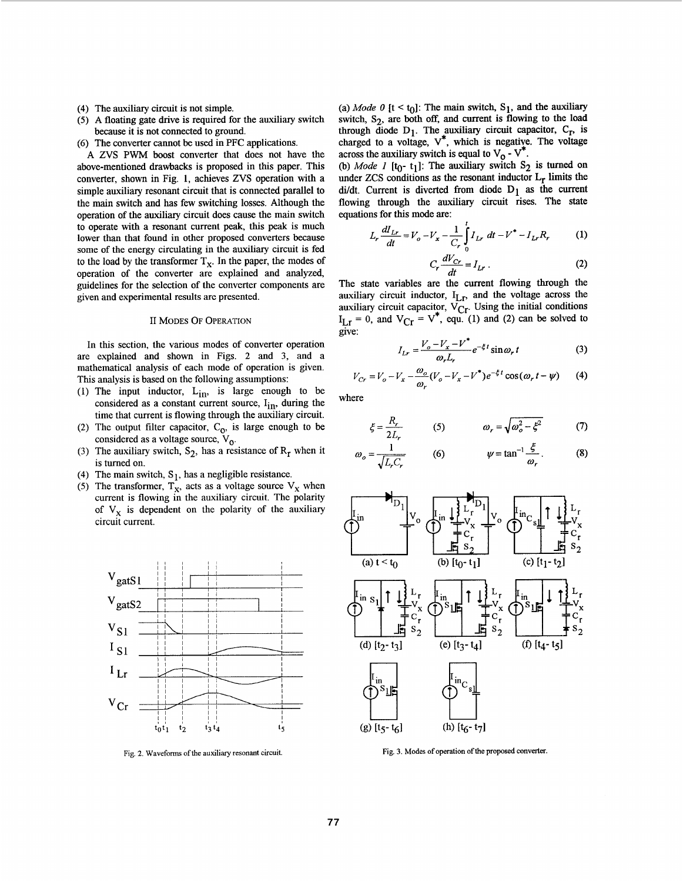(4) The auxiliary circuit is not simple.
(5) A floating gate drive is required for the auxiliary switch because it is not connected to ground.
(6) The converter cannot be used in PFC applications.

A ZVS PWM boost converter that does not have the above-mentioned drawbacks is proposed in this paper. This converter, shown in Fig. 1, achieves ZVS operation with a simple auxiliary resonant circuit that is connected parallel to the main switch and has few switching losses. Although the operation of the auxiliary circuit does cause the main switch to operate with a resonant current peak, this peak is much lower than that found in other proposed converters because some of the energy circulating in the auxiliary circuit is fed to the load by the transformer $T_x$. In the paper, the modes of operation of the converter are explained and analyzed, guidelines for the selection of the converter components are given and experimental results are presented.

## II Modes Of Operation

In this section, the various modes of converter operation are explained and shown in Figs. 2 and 3, and a mathematical analysis of each mode of operation is given. This analysis is based on the following assumptions:

(1) The input inductor, $L_{in}$, is large enough to be considered as a constant current source, $I_{in}$, during the time that current is flowing through the auxiliary circuit.
(2) The output filter capacitor, $C_o$, is large enough to be considered as a voltage source, $V_o$.
(3) The auxiliary switch, $S_2$, has a resistance of $R_r$ when it is turned on.
(4) The main switch, $S_1$, has a negligible resistance.
(5) The transformer, $T_x$, acts as a voltage source $V_x$ when current is flowing in the auxiliary circuit. The polarity of $V_x$ is dependent on the polarity of the auxiliary circuit current.

Fig. 2. Waveforms of the auxiliary resonant circuit.

(a) *Mode 0* [$t < t_0$]: The main switch, $S_1$, and the auxiliary switch, $S_2$, are both off, and current is flowing to the load through diode $D_1$. The auxiliary circuit capacitor, $C_r$, is charged to a voltage, $V^*$, which is negative. The voltage across the auxiliary switch is equal to $V_o - V^*$.

(b) *Mode 1* [$t_0$- $t_1$]: The auxiliary switch $S_2$ is turned on under ZCS conditions as the resonant inductor $L_r$ limits the di/dt. Current is diverted from diode $D_1$ as the current flowing through the auxiliary circuit rises. The state equations for this mode are:

$$L_r \frac{dI_{Lr}}{dt} = V_o - V_x - \frac{1}{C_r}\int_0^t I_{Lr}\, dt - V^* - I_{Lr}R_r \qquad (1)$$

$$C_r \frac{dV_{Cr}}{dt} = I_{Lr}\,. \qquad (2)$$

The state variables are the current flowing through the auxiliary circuit inductor, $I_{Lr}$, and the voltage across the auxiliary circuit capacitor, $V_{Cr}$. Using the initial conditions $I_{Lr} = 0$, and $V_{Cr} = V^*$, equ. (1) and (2) can be solved to give:

$$I_{Lr} = \frac{V_o - V_x - V^*}{\omega_r L_r} e^{-\xi t} \sin \omega_r t \qquad (3)$$

$$V_{Cr} = V_o - V_x - \frac{\omega_o}{\omega_r}(V_o - V_x - V^*) e^{-\xi t} \cos(\omega_r t - \psi) \qquad (4)$$

where

$$\xi = \frac{R_r}{2L_r} \qquad (5) \qquad\qquad \omega_r = \sqrt{\omega_o^2 - \xi^2} \qquad (7)$$

$$\omega_o = \frac{1}{\sqrt{L_r C_r}} \qquad (6) \qquad\qquad \psi = \tan^{-1}\frac{\xi}{\omega_r}\,. \qquad (8)$$

(a) $t < t_0$ (b) [$t_0$- $t_1$] (c) [$t_1$- $t_2$]
(d) [$t_2$- $t_3$] (e) [$t_3$- $t_4$] (f) [$t_4$- $t_5$]
(g) [$t_5$- $t_6$] (h) [$t_6$- $t_7$]

Fig. 3. Modes of operation of the proposed converter.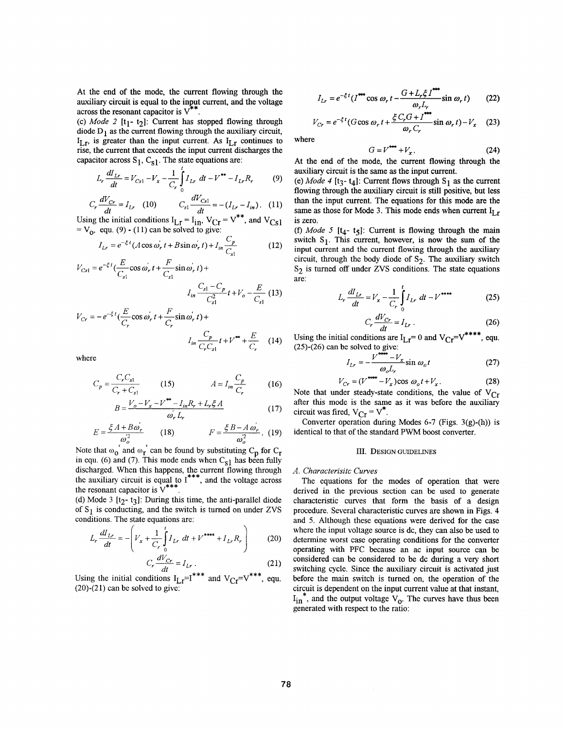At the end of the mode, the current flowing through the auxiliary circuit is equal to the input current, and the voltage across the resonant capacitor is $V^{**}$.

(c) *Mode 2* [$t_1$- $t_2$]: Current has stopped flowing through diode $D_1$ as the current flowing through the auxiliary circuit, $I_{Lr}$, is greater than the input current. As $I_{Lr}$ continues to rise, the current that exceeds the input current discharges the capacitor across $S_1$, $C_{s1}$. The state equations are:

$$L_r \frac{dI_{Lr}}{dt} = V_{Cs1} - V_x - \frac{1}{C_r}\int_0^t I_{Lr}\,dt - V^{**} - I_{Lr}R_r \quad (9)$$

$$C_r \frac{dV_{Cr}}{dt} = I_{Lr} \quad (10) \qquad C_{s1}\frac{dV_{Cs1}}{dt} = -(I_{Lr} - I_{in}). \quad (11)$$

Using the initial conditions $I_{Lr} = I_{in}$, $V_{Cr} = V^{**}$, and $V_{Cs1} = V_o$, equ. (9) - (11) can be solved to give:

$$I_{Lr} = e^{-\xi t}(A\cos\omega_r' t + B\sin\omega_r' t) + I_{in}\frac{C_p}{C_{s1}} \quad (12)$$

$$V_{Cs1} = e^{-\xi t}\left(\frac{E}{C_{s1}}\cos\omega_r' t + \frac{F}{C_{s1}}\sin\omega_r' t\right) + I_{in}\frac{C_{s1} - C_p}{C_{s1}^2}t + V_o - \frac{E}{C_{s1}} \quad (13)$$

$$V_{Cr} = -e^{-\xi t}\left(\frac{E}{C_r}\cos\omega_r' t + \frac{F}{C_r}\sin\omega_r' t\right) + I_{in}\frac{C_p}{C_r C_{s1}}t + V^{**} + \frac{E}{C_r} \quad (14)$$

where

$$C_p = \frac{C_r C_{s1}}{C_r + C_{s1}} \quad (15) \qquad A = I_{in}\frac{C_p}{C_r} \quad (16)$$

$$B = \frac{V_o - V_x - V^{**} - I_{in}R_r + L_r\xi A}{\omega_r' L_r} \quad (17)$$

$$E = \frac{\xi A + B\omega_r'}{\omega_o'^2} \quad (18) \qquad F = \frac{\xi B - A\omega_r'}{\omega_o'^2}. \quad (19)$$

Note that $\omega_o'$ and $\omega_r'$ can be found by substituting $C_p$ for $C_r$ in equ. (6) and (7). This mode ends when $C_{s1}$ has been fully discharged. When this happens, the current flowing through the auxiliary circuit is equal to $I^{***}$, and the voltage across the resonant capacitor is $V^{***}$.

(d) Mode 3 [$t_2$- $t_3$]: During this time, the anti-parallel diode of $S_1$ is conducting, and the switch is turned on under ZVS conditions. The state equations are:

$$L_r \frac{dI_{Lr}}{dt} = -\left(V_x + \frac{1}{C_r}\int_0^t I_{Lr}\,dt + V^{****} + I_{Lr}R_r\right) \quad (20)$$

$$C_r \frac{dV_{Cr}}{dt} = I_{Lr}. \quad (21)$$

Using the initial conditions $I_{Lr}=I^{***}$ and $V_{Cr}=V^{***}$, equ. (20)-(21) can be solved to give:

$$I_{Lr} = e^{-\xi t}\left(I^{***}\cos\omega_r t - \frac{G + L_r\xi I^{***}}{\omega_r L_r}\sin\omega_r t\right) \quad (22)$$

$$V_{Cr} = e^{-\xi t}\left(G\cos\omega_r t + \frac{\xi C_r G + I^{***}}{\omega_r C_r}\sin\omega_r t\right) - V_x \quad (23)$$

where

$$G = V^{***} + V_x. \quad (24)$$

At the end of the mode, the current flowing through the auxiliary circuit is the same as the input current.

(e) *Mode 4* [$t_3$- $t_4$]: Current flows through $S_1$ as the current flowing through the auxiliary circuit is still positive, but less than the input current. The equations for this mode are the same as those for Mode 3. This mode ends when current $I_{Lr}$ is zero.

(f) *Mode 5* [$t_4$- $t_5$]: Current is flowing through the main switch $S_1$. This current, however, is now the sum of the input current and the current flowing through the auxiliary circuit, through the body diode of $S_2$. The auxiliary switch $S_2$ is turned off under ZVS conditions. The state equations are:

$$L_r \frac{dI_{Lr}}{dt} = V_x - \frac{1}{C_r}\int_0^t I_{Lr}\,dt - V^{****} \quad (25)$$

$$C_r \frac{dV_{Cr}}{dt} = I_{Lr}. \quad (26)$$

Using the initial conditions $I_{Lr}= 0$ and $V_{Cr}=V^{****}$, equ. (25)-(26) can be solved to give:

$$I_{Lr} = -\frac{V^{****} - V_x}{\omega_o L_r}\sin\omega_o t \quad (27)$$

$$V_{Cr} = (V^{****} - V_x)\cos\omega_o t + V_x. \quad (28)$$

Note that under steady-state conditions, the value of $V_{Cr}$ after this mode is the same as it was before the auxiliary circuit was fired, $V_{Cr} = V^{*}$.

Converter operation during Modes 6-7 (Figs. 3(g)-(h)) is identical to that of the standard PWM boost converter.

## III. Design Guidelines

### A. Characterisitc Curves

The equations for the modes of operation that were derived in the previous section can be used to generate characteristic curves that form the basis of a design procedure. Several characteristic curves are shown in Figs. 4 and 5. Although these equations were derived for the case where the input voltage source is dc, they can also be used to determine worst case operating conditions for the converter operating with PFC because an ac input source can be considered can be considered to be dc during a very short switching cycle. Since the auxiliary circuit is activated just before the main switch is turned on, the operation of the circuit is dependent on the input current value at that instant, $I_{in}^{*}$, and the output voltage $V_o$. The curves have thus been generated with respect to the ratio: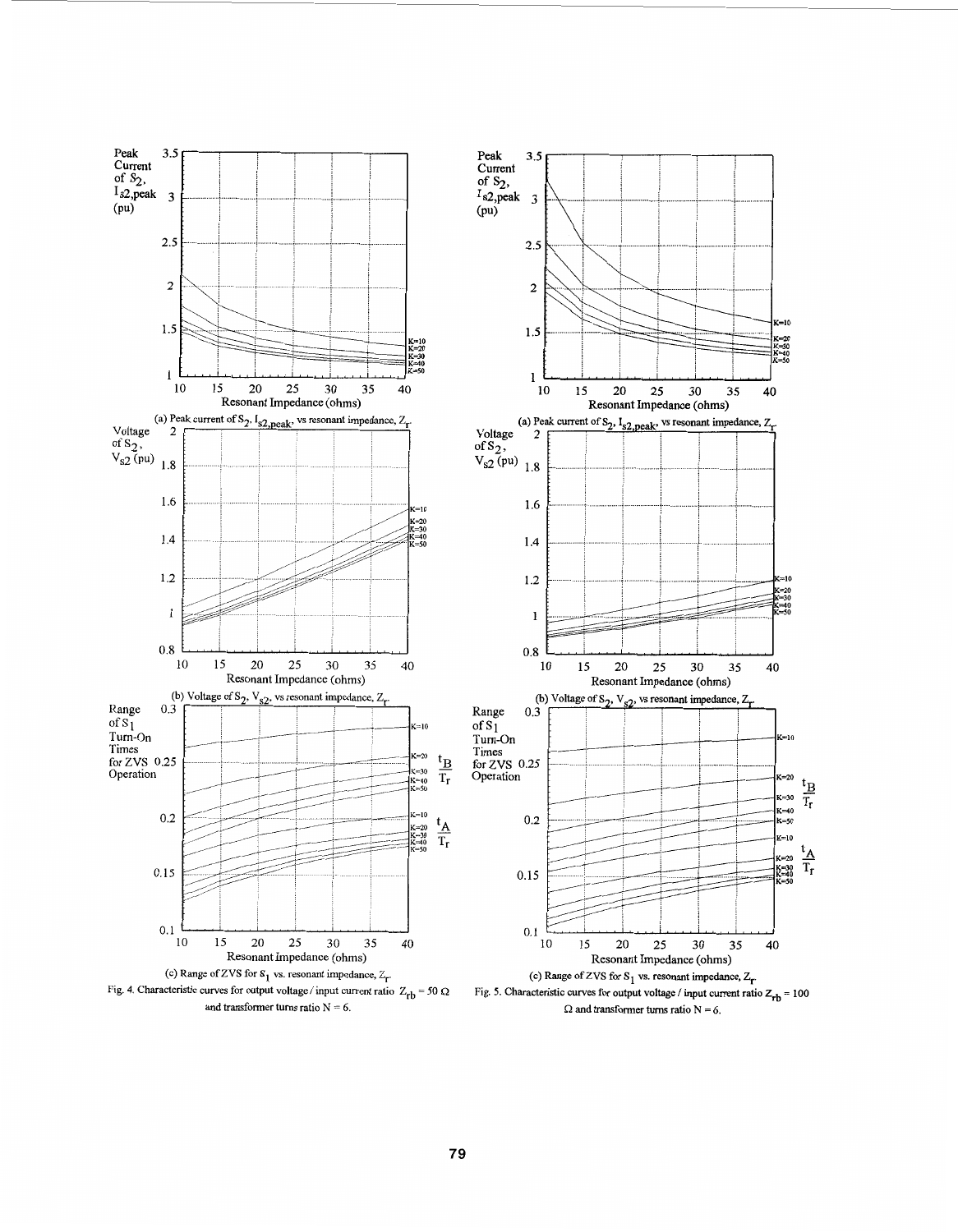(a) Peak current of $S_2$, $I_{s2,peak}$, vs resonant impedance, $Z_r$.

(b) Voltage of $S_2$, $V_{s2}$, vs resonant impedance, $Z_r$.

(c) Range of ZVS for $S_1$ vs. resonant impedance, $Z_r$.

Fig. 4. Characteristic curves for output voltage / input current ratio $Z_{rb} = 50\ \Omega$ and transformer turns ratio $N = 6$.

(a) Peak current of $S_2$, $I_{s2,peak}$, vs resonant impedance, $Z_r$.

(b) Voltage of $S_2$, $V_{s2}$, vs resonant impedance, $Z_r$.

(c) Range of ZVS for $S_1$ vs. resonant impedance, $Z_r$.

Fig. 5. Characteristic curves for output voltage / input current ratio $Z_{rb} = 100\ \Omega$ and transformer turns ratio $N = 6$.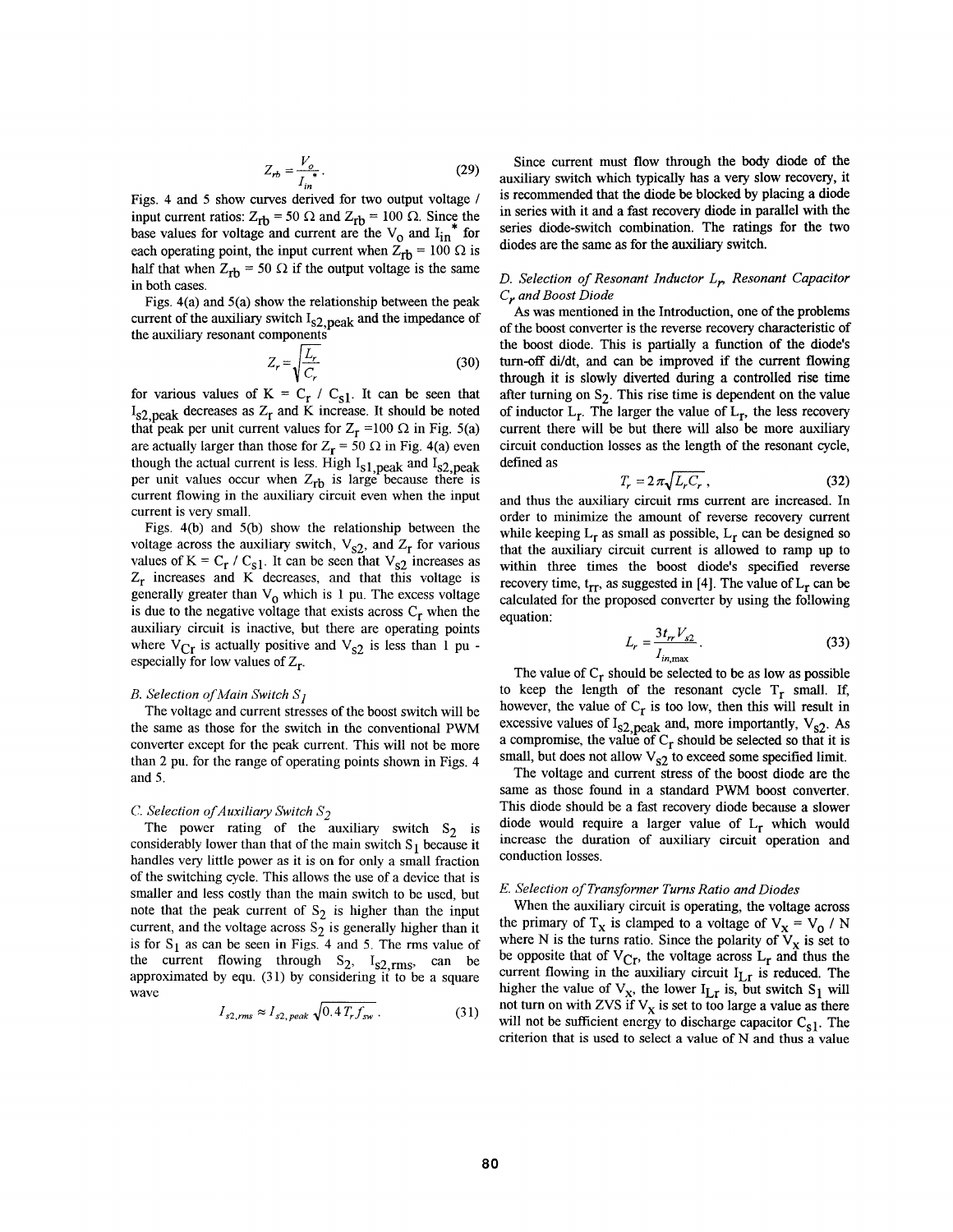$$Z_{rb} = \frac{V_o}{I_{in}^*}. \tag{29}$$

Figs. 4 and 5 show curves derived for two output voltage / input current ratios: $Z_{rb} = 50\ \Omega$ and $Z_{rb} = 100\ \Omega$. Since the base values for voltage and current are the $V_o$ and $I_{in}^*$ for each operating point, the input current when $Z_{rb} = 100\ \Omega$ is half that when $Z_{rb} = 50\ \Omega$ if the output voltage is the same in both cases.

Figs. 4(a) and 5(a) show the relationship between the peak current of the auxiliary switch $I_{s2,peak}$ and the impedance of the auxiliary resonant components

$$Z_r = \sqrt{\frac{L_r}{C_r}} \tag{30}$$

for various values of $K = C_r / C_{s1}$. It can be seen that $I_{s2,peak}$ decreases as $Z_r$ and K increase. It should be noted that peak per unit current values for $Z_r = 100\ \Omega$ in Fig. 5(a) are actually larger than those for $Z_r = 50\ \Omega$ in Fig. 4(a) even though the actual current is less. High $I_{s1,peak}$ and $I_{s2,peak}$ per unit values occur when $Z_{rb}$ is large because there is current flowing in the auxiliary circuit even when the input current is very small.

Figs. 4(b) and 5(b) show the relationship between the voltage across the auxiliary switch, $V_{s2}$, and $Z_r$ for various values of $K = C_r / C_{s1}$. It can be seen that $V_{s2}$ increases as $Z_r$ increases and K decreases, and that this voltage is generally greater than $V_o$ which is 1 pu. The excess voltage is due to the negative voltage that exists across $C_r$ when the auxiliary circuit is inactive, but there are operating points where $V_{Cr}$ is actually positive and $V_{s2}$ is less than 1 pu - especially for low values of $Z_r$.

### *B. Selection of Main Switch $S_1$*

The voltage and current stresses of the boost switch will be the same as those for the switch in the conventional PWM converter except for the peak current. This will not be more than 2 pu. for the range of operating points shown in Figs. 4 and 5.

### *C. Selection of Auxiliary Switch $S_2$*

The power rating of the auxiliary switch $S_2$ is considerably lower than that of the main switch $S_1$ because it handles very little power as it is on for only a small fraction of the switching cycle. This allows the use of a device that is smaller and less costly than the main switch to be used, but note that the peak current of $S_2$ is higher than the input current, and the voltage across $S_2$ is generally higher than it is for $S_1$ as can be seen in Figs. 4 and 5. The rms value of the current flowing through $S_2$, $I_{s2,rms}$, can be approximated by equ. (31) by considering it to be a square wave

$$I_{s2,rms} \approx I_{s2,peak}\sqrt{0.4\,T_r f_{sw}}\,. \tag{31}$$

Since current must flow through the body diode of the auxiliary switch which typically has a very slow recovery, it is recommended that the diode be blocked by placing a diode in series with it and a fast recovery diode in parallel with the series diode-switch combination. The ratings for the two diodes are the same as for the auxiliary switch.

### *D. Selection of Resonant Inductor $L_r$, Resonant Capacitor $C_r$ and Boost Diode*

As was mentioned in the Introduction, one of the problems of the boost converter is the reverse recovery characteristic of the boost diode. This is partially a function of the diode's turn-off di/dt, and can be improved if the current flowing through it is slowly diverted during a controlled rise time after turning on $S_2$. This rise time is dependent on the value of inductor $L_r$. The larger the value of $L_r$, the less recovery current there will be but there will also be more auxiliary circuit conduction losses as the length of the resonant cycle, defined as

$$T_r = 2\pi\sqrt{L_r C_r}\,, \tag{32}$$

and thus the auxiliary circuit rms current are increased. In order to minimize the amount of reverse recovery current while keeping $L_r$ as small as possible, $L_r$ can be designed so that the auxiliary circuit current is allowed to ramp up to within three times the boost diode's specified reverse recovery time, $t_{rr}$, as suggested in [4]. The value of $L_r$ can be calculated for the proposed converter by using the following equation:

$$L_r = \frac{3t_{rr}V_{s2}}{I_{in,\max}}. \tag{33}$$

The value of $C_r$ should be selected to be as low as possible to keep the length of the resonant cycle $T_r$ small. If, however, the value of $C_r$ is too low, then this will result in excessive values of $I_{s2,peak}$ and, more importantly, $V_{s2}$. As a compromise, the value of $C_r$ should be selected so that it is small, but does not allow $V_{s2}$ to exceed some specified limit.

The voltage and current stress of the boost diode are the same as those found in a standard PWM boost converter. This diode should be a fast recovery diode because a slower diode would require a larger value of $L_r$ which would increase the duration of auxiliary circuit operation and conduction losses.

### *E. Selection of Transformer Turns Ratio and Diodes*

When the auxiliary circuit is operating, the voltage across the primary of $T_x$ is clamped to a voltage of $V_x = V_o / N$ where N is the turns ratio. Since the polarity of $V_x$ is set to be opposite that of $V_{Cr}$, the voltage across $L_r$ and thus the current flowing in the auxiliary circuit $I_{Lr}$ is reduced. The higher the value of $V_x$, the lower $I_{Lr}$ is, but switch $S_1$ will not turn on with ZVS if $V_x$ is set to too large a value as there will not be sufficient energy to discharge capacitor $C_{s1}$. The criterion that is used to select a value of N and thus a value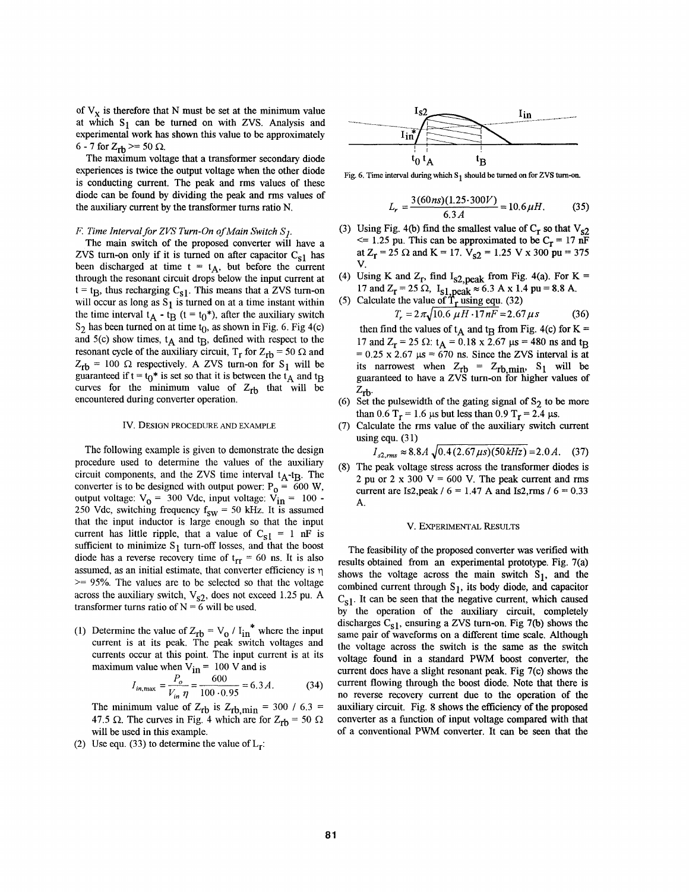of $V_x$ is therefore that N must be set at the minimum value at which $S_1$ can be turned on with ZVS. Analysis and experimental work has shown this value to be approximately 6 - 7 for $Z_{rb} >= 50\ \Omega$.

The maximum voltage that a transformer secondary diode experiences is twice the output voltage when the other diode is conducting current. The peak and rms values of these diode can be found by dividing the peak and rms values of the auxiliary current by the transformer turns ratio N.

### *F. Time Interval for ZVS Turn-On of Main Switch $S_1$.*

The main switch of the proposed converter will have a ZVS turn-on only if it is turned on after capacitor $C_{s1}$ has been discharged at time $t = t_A$, but before the current through the resonant circuit drops below the input current at $t = t_B$, thus recharging $C_{s1}$. This means that a ZVS turn-on will occur as long as $S_1$ is turned on at a time instant within the time interval $t_A$ - $t_B$ ($t = t_0$*), after the auxiliary switch $S_2$ has been turned on at time $t_0$, as shown in Fig. 6. Fig 4(c) and 5(c) show times, $t_A$ and $t_B$, defined with respect to the resonant cycle of the auxiliary circuit, $T_r$ for $Z_{rb} = 50\ \Omega$ and $Z_{rb} = 100\ \Omega$ respectively. A ZVS turn-on for $S_1$ will be guaranteed if $t = t_0$* is set so that it is between the $t_A$ and $t_B$ curves for the minimum value of $Z_{rb}$ that will be encountered during converter operation.

## IV. Design Procedure and Example

The following example is given to demonstrate the design procedure used to determine the values of the auxiliary circuit components, and the ZVS time interval $t_A$-$t_B$. The converter is to be designed with output power: $P_o = 600$ W, output voltage: $V_o = 300$ Vdc, input voltage: $V_{in} = 100$ - 250 Vdc, switching frequency $f_{sw} = 50$ kHz. It is assumed that the input inductor is large enough so that the input current has little ripple, that a value of $C_{s1} = 1$ nF is sufficient to minimize $S_1$ turn-off losses, and that the boost diode has a reverse recovery time of $t_{rr} = 60$ ns. It is also assumed, as an initial estimate, that converter efficiency is $\eta >= 95\%$. The values are to be selected so that the voltage across the auxiliary switch, $V_{s2}$, does not exceed 1.25 pu. A transformer turns ratio of N = 6 will be used.

(1) Determine the value of $Z_{rb} = V_o / I_{in}^*$ where the input current is at its peak. The peak switch voltages and currents occur at this point. The input current is at its maximum value when $V_{in} = 100$ V and is

$$I_{in,\max} = \frac{P_o}{V_{in}\,\eta} = \frac{600}{100 \cdot 0.95} = 6.3\,A. \tag{34}$$

The minimum value of $Z_{rb}$ is $Z_{rb,min} = 300 / 6.3 = 47.5\ \Omega$. The curves in Fig. 4 which are for $Z_{rb} = 50\ \Omega$ will be used in this example.

(2) Use equ. (33) to determine the value of $L_r$:

$$L_r = \frac{3(60ns)(1.25 \cdot 300V)}{6.3A} = 10.6\mu H. \tag{35}$$

(3) Using Fig. 4(b) find the smallest value of $C_r$ so that $V_{s2} <= 1.25$ pu. This can be approximated to be $C_r = 17$ nF at $Z_r = 25\ \Omega$ and K = 17. $V_{s2}$ = 1.25 V x 300 pu = 375 V.

(4) Using K and $Z_r$, find $I_{s2,peak}$ from Fig. 4(a). For K = 17 and $Z_r = 25\ \Omega$, $I_{s1,peak} \approx 6.3$ A x 1.4 pu = 8.8 A.

(5) Calculate the value of $T_r$ using equ. (32)

$$T_r = 2\pi\sqrt{10.6\,\mu H \cdot 17nF} = 2.67\mu s \tag{36}$$

then find the values of $t_A$ and $t_B$ from Fig. 4(c) for K = 17 and $Z_r = 25\ \Omega$: $t_A$ = 0.18 x 2.67 μs = 480 ns and $t_B$ = 0.25 x 2.67 μs = 670 ns. Since the ZVS interval is at its narrowest when $Z_{rb} = Z_{rb,min}$, $S_1$ will be guaranteed to have a ZVS turn-on for higher values of $Z_{rb}$.

(6) Set the pulsewidth of the gating signal of $S_2$ to be more than 0.6 $T_r$ = 1.6 μs but less than 0.9 $T_r$ = 2.4 μs.

(7) Calculate the rms value of the auxiliary switch current using equ. (31)

$$I_{s2,rms} \approx 8.8A\sqrt{0.4(2.67\mu s)(50kHz)} = 2.0A. \tag{37}$$

(8) The peak voltage stress across the transformer diodes is 2 pu or 2 x 300 V = 600 V. The peak current and rms current are Is2,peak / 6 = 1.47 A and Is2,rms / 6 = 0.33 A.

Fig. 6. Time interval during which $S_1$ should be turned on for ZVS turn-on.

## V. Experimental Results

The feasibility of the proposed converter was verified with results obtained from an experimental prototype. Fig. 7(a) shows the voltage across the main switch $S_1$, and the combined current through $S_1$, its body diode, and capacitor $C_{s1}$. It can be seen that the negative current, which caused by the operation of the auxiliary circuit, completely discharges $C_{s1}$, ensuring a ZVS turn-on. Fig 7(b) shows the same pair of waveforms on a different time scale. Although the voltage across the switch is the same as the switch voltage found in a standard PWM boost converter, the current does have a slight resonant peak. Fig 7(c) shows the current flowing through the boost diode. Note that there is no reverse recovery current due to the operation of the auxiliary circuit. Fig. 8 shows the efficiency of the proposed converter as a function of input voltage compared with that of a conventional PWM converter. It can be seen that the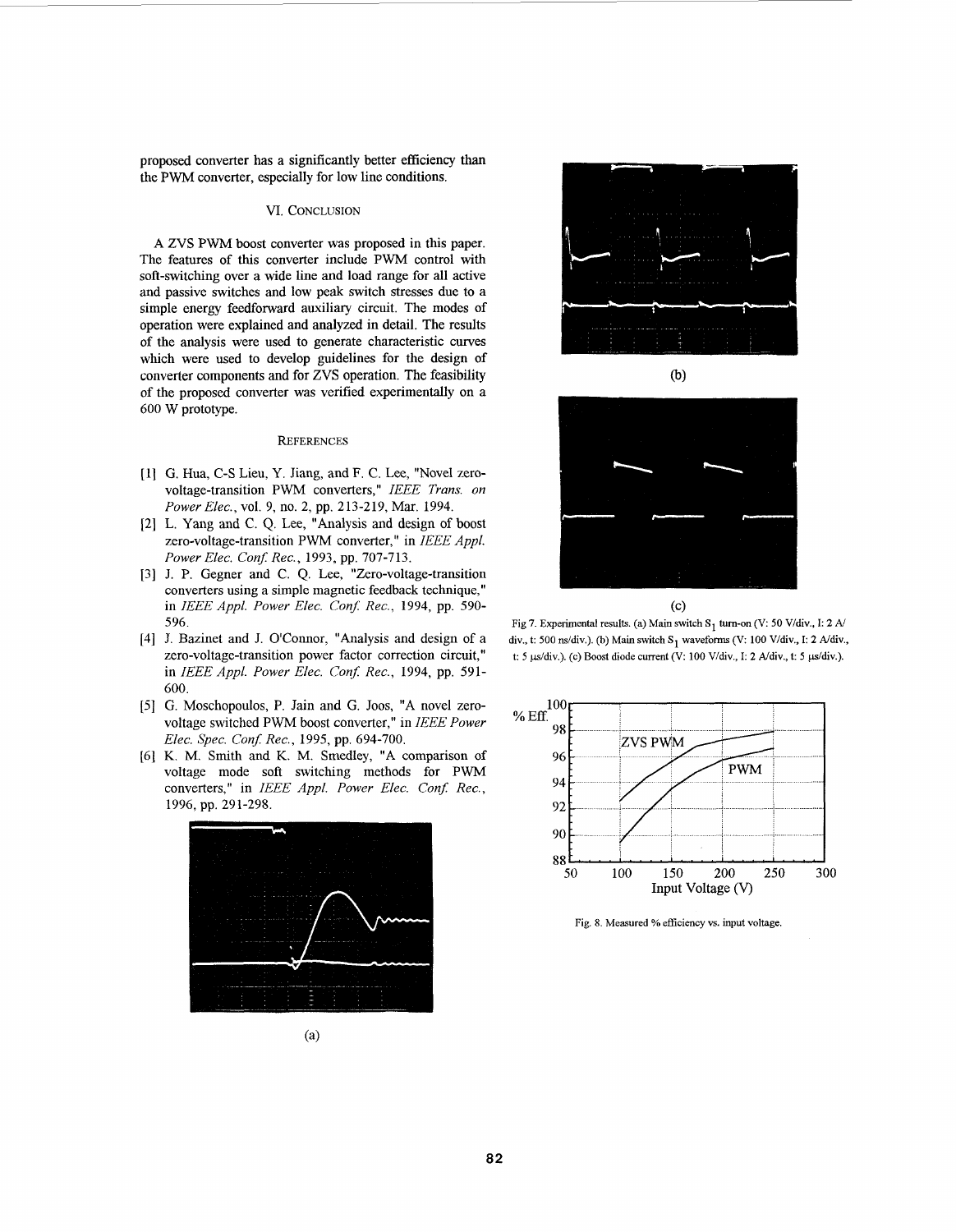proposed converter has a significantly better efficiency than the PWM converter, especially for low line conditions.

## VI. Conclusion

A ZVS PWM boost converter was proposed in this paper. The features of this converter include PWM control with soft-switching over a wide line and load range for all active and passive switches and low peak switch stresses due to a simple energy feedforward auxiliary circuit. The modes of operation were explained and analyzed in detail. The results of the analysis were used to generate characteristic curves which were used to develop guidelines for the design of converter components and for ZVS operation. The feasibility of the proposed converter was verified experimentally on a 600 W prototype.

## References

[1] G. Hua, C-S Lieu, Y. Jiang, and F. C. Lee, "Novel zero-voltage-transition PWM converters," *IEEE Trans. on Power Elec.*, vol. 9, no. 2, pp. 213-219, Mar. 1994.

[2] L. Yang and C. Q. Lee, "Analysis and design of boost zero-voltage-transition PWM converter," in *IEEE Appl. Power Elec. Conf. Rec.*, 1993, pp. 707-713.

[3] J. P. Gegner and C. Q. Lee, "Zero-voltage-transition converters using a simple magnetic feedback technique," in *IEEE Appl. Power Elec. Conf. Rec.*, 1994, pp. 590-596.

[4] J. Bazinet and J. O'Connor, "Analysis and design of a zero-voltage-transition power factor correction circuit," in *IEEE Appl. Power Elec. Conf. Rec.*, 1994, pp. 591-600.

[5] G. Moschopoulos, P. Jain and G. Joos, "A novel zero-voltage switched PWM boost converter," in *IEEE Power Elec. Spec. Conf. Rec.*, 1995, pp. 694-700.

[6] K. M. Smith and K. M. Smedley, "A comparison of voltage mode soft switching methods for PWM converters," in *IEEE Appl. Power Elec. Conf. Rec.*, 1996, pp. 291-298.

(a)

(b)

(c)

Fig 7. Experimental results. (a) Main switch $S_1$ turn-on (V: 50 V/div., I: 2 A/div., t: 500 ns/div.). (b) Main switch $S_1$ waveforms (V: 100 V/div., I: 2 A/div., t: 5 μs/div.). (c) Boost diode current (V: 100 V/div., I: 2 A/div., t: 5 μs/div.).

% Eff.
100
98
96
94
92
90
88
50
100
150
200
250
300
Input Voltage (V)
ZVS PWM
PWM

Fig. 8. Measured % efficiency vs. input voltage.